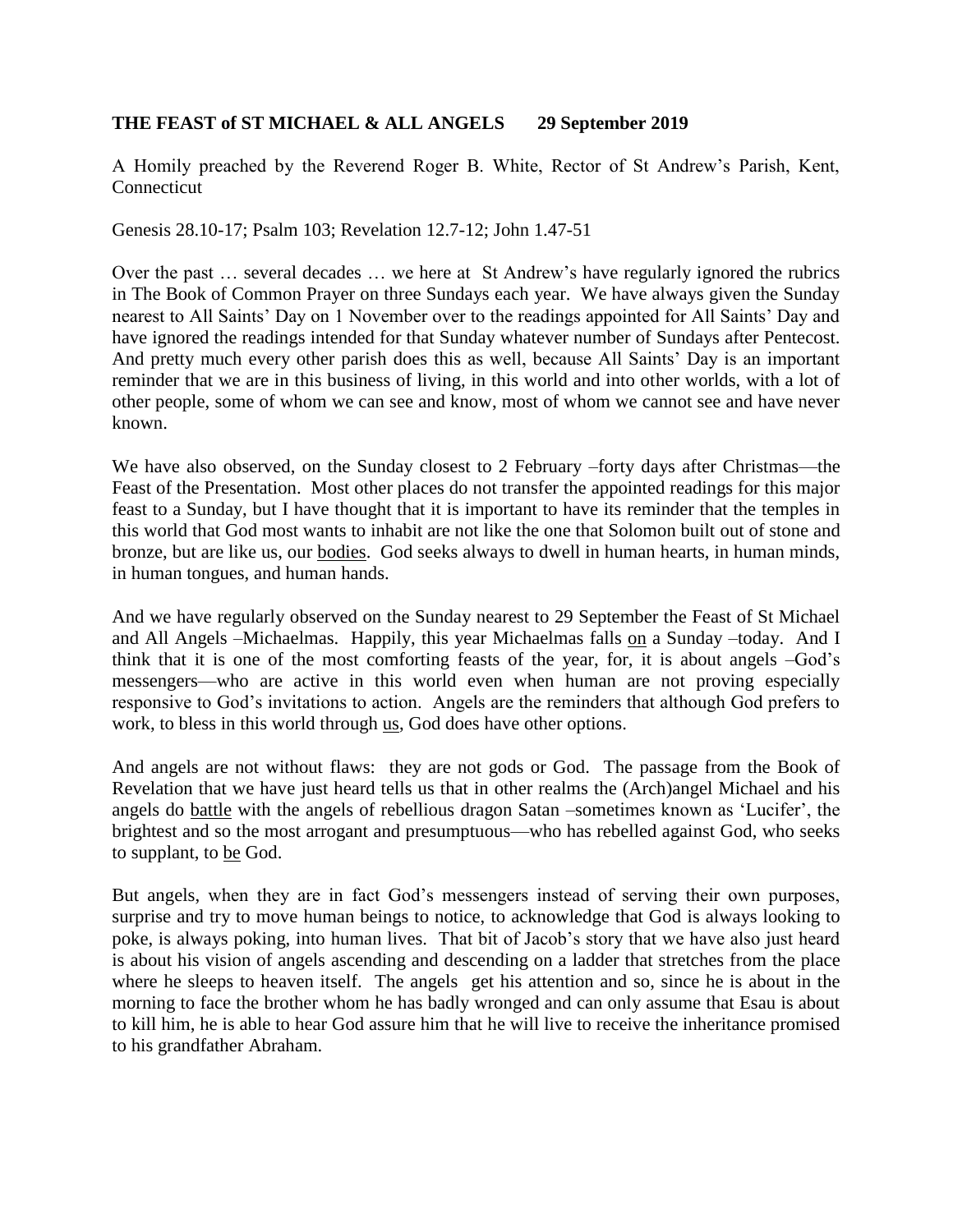**THE FEAST of ST MICHAEL & ALL ANGELS  29 September 2019**

A Homily preached by the Reverend Roger B. White, Rector of St Andrew's Parish, Kent, Connecticut

Genesis 28.10-17; Psalm 103; Revelation 12.7-12; John 1.47-51

Over the past … several decades … we here at St Andrew's have regularly ignored the rubrics in The Book of Common Prayer on three Sundays each year. We have always given the Sunday nearest to All Saints' Day on 1 November over to the readings appointed for All Saints' Day and have ignored the readings intended for that Sunday whatever number of Sundays after Pentecost. And pretty much every other parish does this as well, because All Saints' Day is an important reminder that we are in this business of living, in this world and into other worlds, with a lot of other people, some of whom we can see and know, most of whom we cannot see and have never known.

We have also observed, on the Sunday closest to 2 February –forty days after Christmas—the Feast of the Presentation. Most other places do not transfer the appointed readings for this major feast to a Sunday, but I have thought that it is important to have its reminder that the temples in this world that God most wants to inhabit are not like the one that Solomon built out of stone and bronze, but are like us, our <u>bodies</u>. God seeks always to dwell in human hearts, in human minds, in human tongues, and human hands.

And we have regularly observed on the Sunday nearest to 29 September the Feast of St Michael and All Angels –Michaelmas. Happily, this year Michaelmas falls <u>on</u> a Sunday –today. And I think that it is one of the most comforting feasts of the year, for, it is about angels –God's messengers—who are active in this world even when human are not proving especially responsive to God's invitations to action. Angels are the reminders that although God prefers to work, to bless in this world through <u>us</u>, God does have other options.

And angels are not without flaws: they are not gods or God. The passage from the Book of Revelation that we have just heard tells us that in other realms the (Arch)angel Michael and his angels do <u>battle</u> with the angels of rebellious dragon Satan –sometimes known as 'Lucifer', the brightest and so the most arrogant and presumptuous—who has rebelled against God, who seeks to supplant, to <u>be</u> God.

But angels, when they are in fact God's messengers instead of serving their own purposes, surprise and try to move human beings to notice, to acknowledge that God is always looking to poke, is always poking, into human lives. That bit of Jacob's story that we have also just heard is about his vision of angels ascending and descending on a ladder that stretches from the place where he sleeps to heaven itself. The angels get his attention and so, since he is about in the morning to face the brother whom he has badly wronged and can only assume that Esau is about to kill him, he is able to hear God assure him that he will live to receive the inheritance promised to his grandfather Abraham.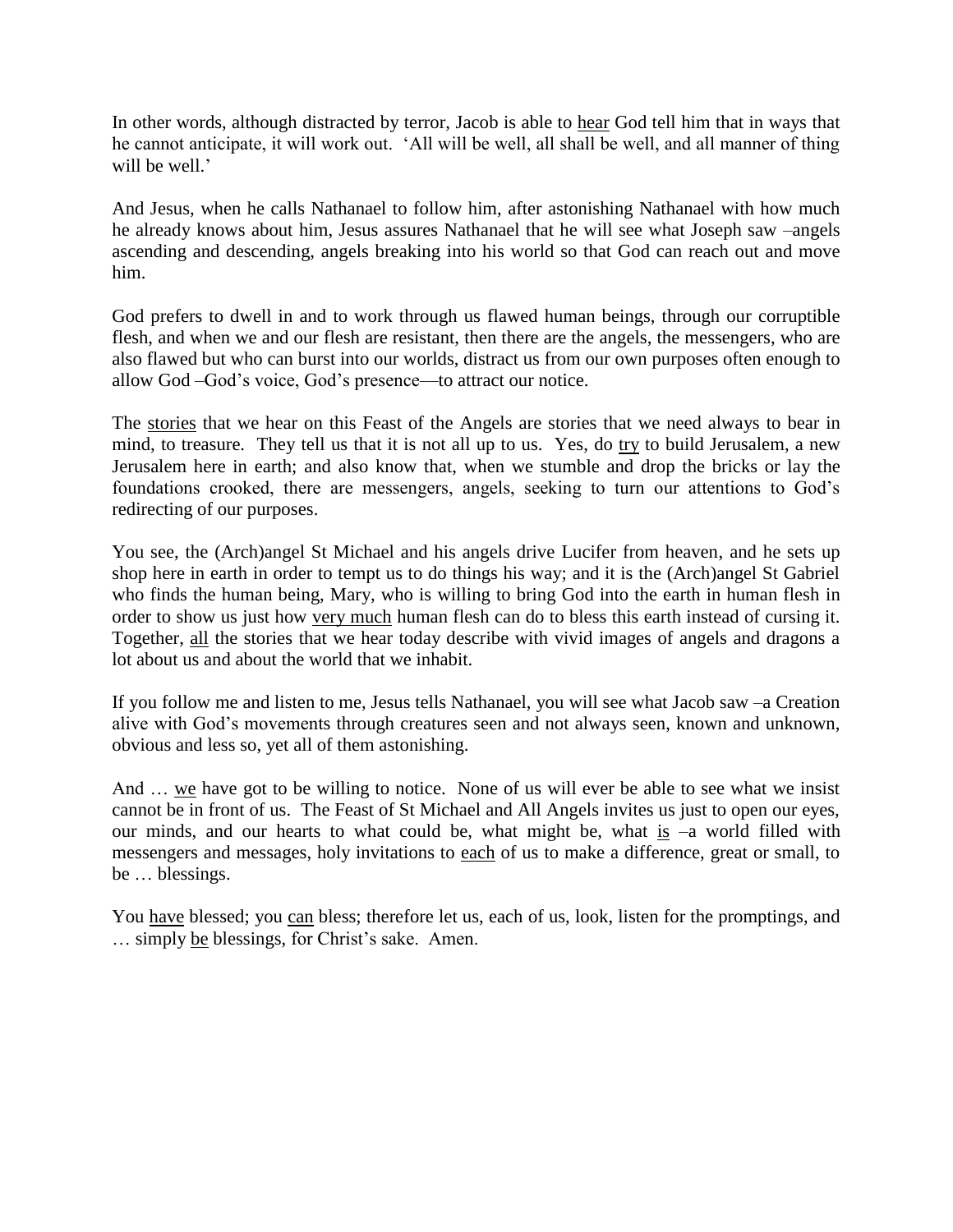In other words, although distracted by terror, Jacob is able to hear God tell him that in ways that he cannot anticipate, it will work out. 'All will be well, all shall be well, and all manner of thing will be well.'

And Jesus, when he calls Nathanael to follow him, after astonishing Nathanael with how much he already knows about him, Jesus assures Nathanael that he will see what Joseph saw –angels ascending and descending, angels breaking into his world so that God can reach out and move him.

God prefers to dwell in and to work through us flawed human beings, through our corruptible flesh, and when we and our flesh are resistant, then there are the angels, the messengers, who are also flawed but who can burst into our worlds, distract us from our own purposes often enough to allow God –God's voice, God's presence—to attract our notice.

The stories that we hear on this Feast of the Angels are stories that we need always to bear in mind, to treasure. They tell us that it is not all up to us. Yes, do try to build Jerusalem, a new Jerusalem here in earth; and also know that, when we stumble and drop the bricks or lay the foundations crooked, there are messengers, angels, seeking to turn our attentions to God's redirecting of our purposes.

You see, the (Arch)angel St Michael and his angels drive Lucifer from heaven, and he sets up shop here in earth in order to tempt us to do things his way; and it is the (Arch)angel St Gabriel who finds the human being, Mary, who is willing to bring God into the earth in human flesh in order to show us just how very much human flesh can do to bless this earth instead of cursing it. Together, all the stories that we hear today describe with vivid images of angels and dragons a lot about us and about the world that we inhabit.

If you follow me and listen to me, Jesus tells Nathanael, you will see what Jacob saw –a Creation alive with God's movements through creatures seen and not always seen, known and unknown, obvious and less so, yet all of them astonishing.

And … we have got to be willing to notice. None of us will ever be able to see what we insist cannot be in front of us. The Feast of St Michael and All Angels invites us just to open our eyes, our minds, and our hearts to what could be, what might be, what is –a world filled with messengers and messages, holy invitations to each of us to make a difference, great or small, to be … blessings.

You have blessed; you can bless; therefore let us, each of us, look, listen for the promptings, and … simply be blessings, for Christ's sake. Amen.